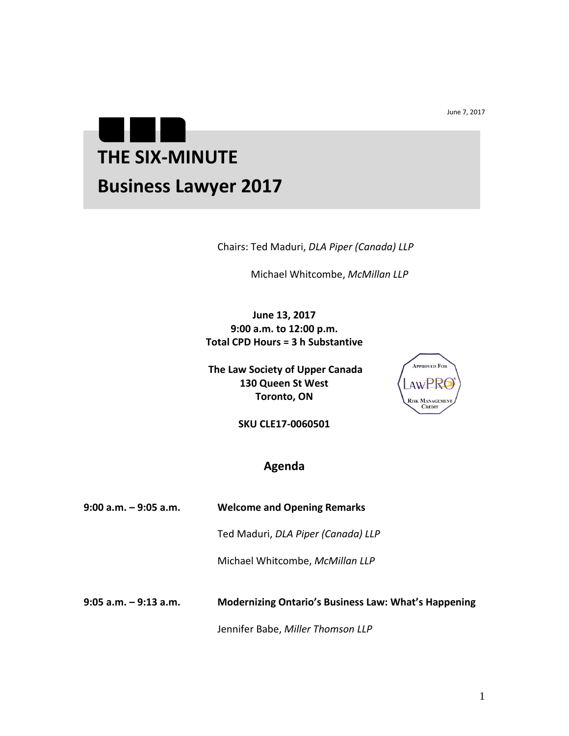June 7, 2017

# THE SIX-MINUTE Business Lawyer 2017

Chairs: Ted Maduri, *DLA Piper (Canada) LLP*

Michael Whitcombe, *McMillan LLP*

**June 13, 2017**
**9:00 a.m. to 12:00 p.m.**
**Total CPD Hours = 3 h Substantive**

**The Law Society of Upper Canada**
**130 Queen St West**
**Toronto, ON**

**SKU CLE17-0060501**

Approved For LawPRO Risk Management Credit

## Agenda

| | |
|---|---|
| **9:00 a.m. – 9:05 a.m.** | **Welcome and Opening Remarks** |
| | Ted Maduri, *DLA Piper (Canada) LLP* |
| | Michael Whitcombe, *McMillan LLP* |
| **9:05 a.m. – 9:13 a.m.** | **Modernizing Ontario's Business Law: What's Happening** |
| | Jennifer Babe, *Miller Thomson LLP* |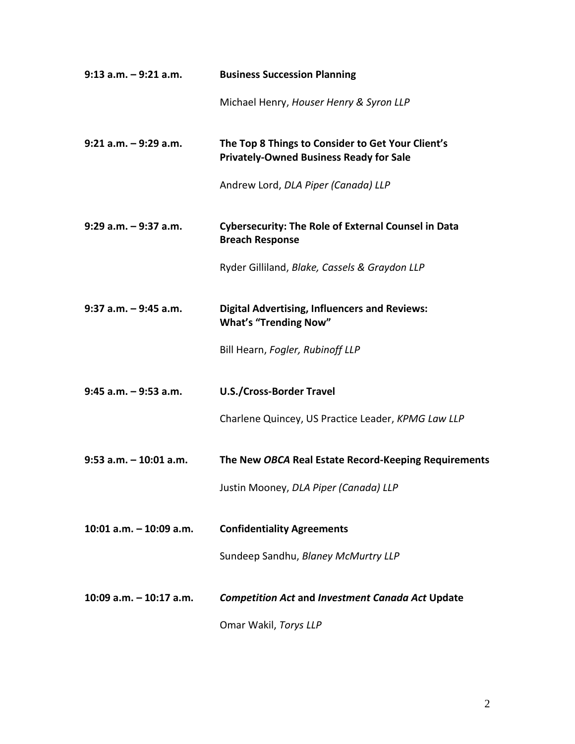**9:13 a.m. – 9:21 a.m.** **Business Succession Planning**

Michael Henry, *Houser Henry & Syron LLP*

**9:21 a.m. – 9:29 a.m.** **The Top 8 Things to Consider to Get Your Client's Privately-Owned Business Ready for Sale**

Andrew Lord, *DLA Piper (Canada) LLP*

**9:29 a.m. – 9:37 a.m.** **Cybersecurity: The Role of External Counsel in Data Breach Response**

Ryder Gilliland, *Blake, Cassels & Graydon LLP*

**9:37 a.m. – 9:45 a.m.** **Digital Advertising, Influencers and Reviews: What's "Trending Now"**

Bill Hearn, *Fogler, Rubinoff LLP*

**9:45 a.m. – 9:53 a.m.** **U.S./Cross-Border Travel**

Charlene Quincey, US Practice Leader, *KPMG Law LLP*

**9:53 a.m. – 10:01 a.m.** **The New *OBCA* Real Estate Record-Keeping Requirements**

Justin Mooney, *DLA Piper (Canada) LLP*

**10:01 a.m. – 10:09 a.m.** **Confidentiality Agreements**

Sundeep Sandhu, *Blaney McMurtry LLP*

**10:09 a.m. – 10:17 a.m.** ***Competition Act* and *Investment Canada Act* Update**

Omar Wakil, *Torys LLP*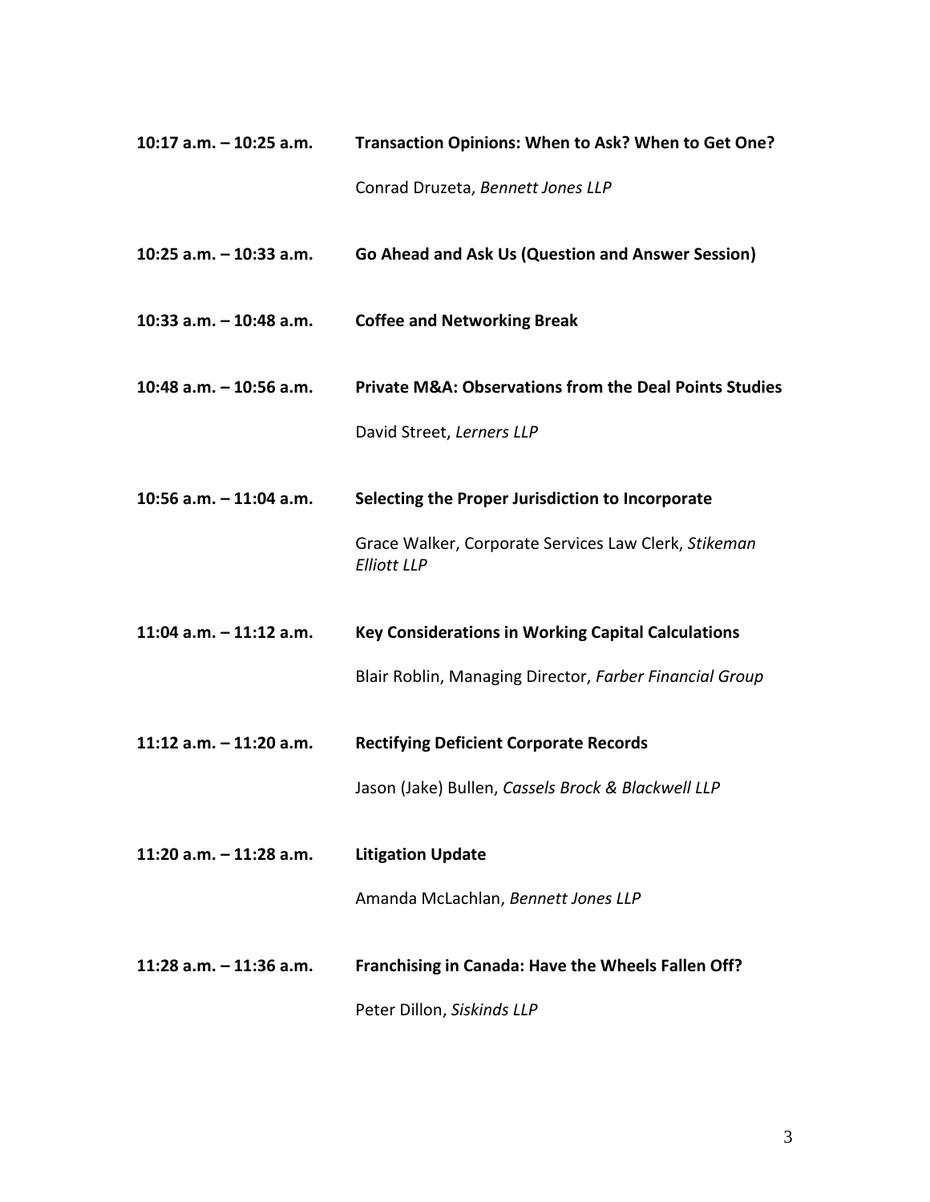**10:17 a.m. – 10:25 a.m.** **Transaction Opinions: When to Ask? When to Get One?**

Conrad Druzeta, *Bennett Jones LLP*

**10:25 a.m. – 10:33 a.m.** **Go Ahead and Ask Us (Question and Answer Session)**

**10:33 a.m. – 10:48 a.m.** **Coffee and Networking Break**

**10:48 a.m. – 10:56 a.m.** **Private M&A: Observations from the Deal Points Studies**

David Street, *Lerners LLP*

**10:56 a.m. – 11:04 a.m.** **Selecting the Proper Jurisdiction to Incorporate**

Grace Walker, Corporate Services Law Clerk, *Stikeman Elliott LLP*

**11:04 a.m. – 11:12 a.m.** **Key Considerations in Working Capital Calculations**

Blair Roblin, Managing Director, *Farber Financial Group*

**11:12 a.m. – 11:20 a.m.** **Rectifying Deficient Corporate Records**

Jason (Jake) Bullen, *Cassels Brock & Blackwell LLP*

**11:20 a.m. – 11:28 a.m.** **Litigation Update**

Amanda McLachlan, *Bennett Jones LLP*

**11:28 a.m. – 11:36 a.m.** **Franchising in Canada: Have the Wheels Fallen Off?**

Peter Dillon, *Siskinds LLP*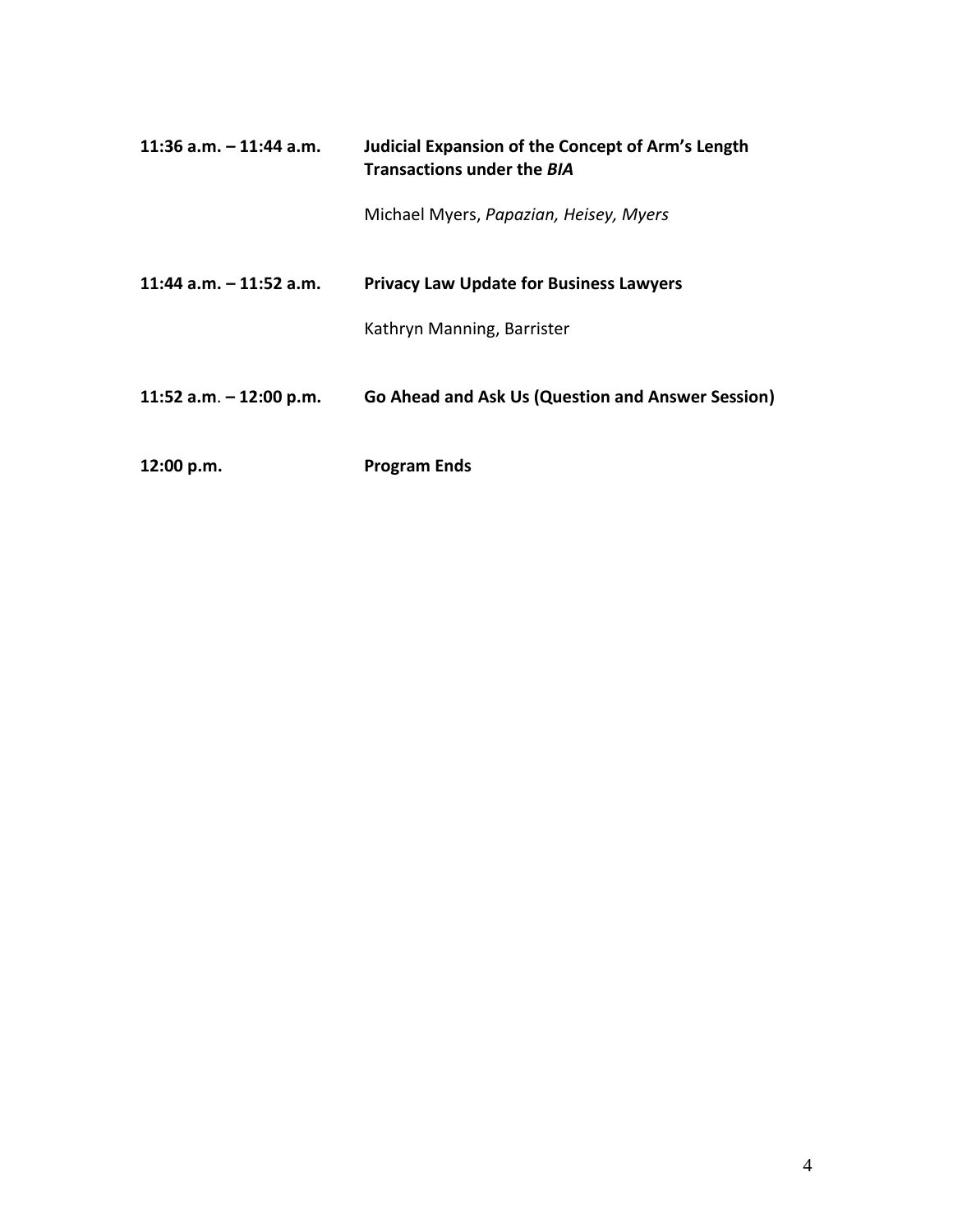| | |
|---|---|
| **11:36 a.m. – 11:44 a.m.** | **Judicial Expansion of the Concept of Arm's Length Transactions under the *BIA***<br><br>Michael Myers, *Papazian, Heisey, Myers* |
| **11:44 a.m. – 11:52 a.m.** | **Privacy Law Update for Business Lawyers**<br><br>Kathryn Manning, Barrister |
| **11:52 a.m. – 12:00 p.m.** | **Go Ahead and Ask Us (Question and Answer Session)** |
| **12:00 p.m.** | **Program Ends** |